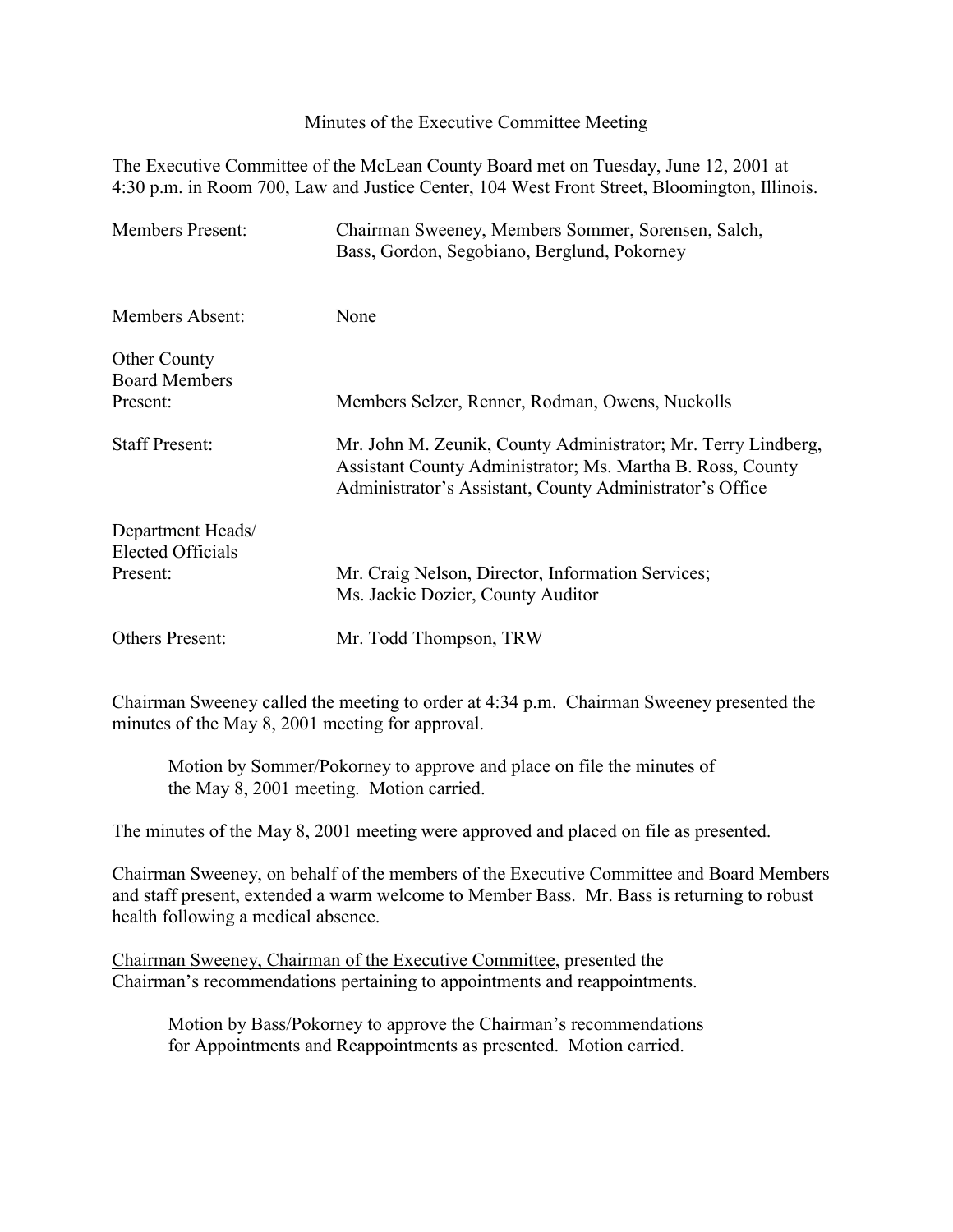# Minutes of the Executive Committee Meeting

The Executive Committee of the McLean County Board met on Tuesday, June 12, 2001 at 4:30 p.m. in Room 700, Law and Justice Center, 104 West Front Street, Bloomington, Illinois.

| | |
|---|---|
| Members Present: | Chairman Sweeney, Members Sommer, Sorensen, Salch, Bass, Gordon, Segobiano, Berglund, Pokorney |
| Members Absent: | None |
| Other County Board Members Present: | Members Selzer, Renner, Rodman, Owens, Nuckolls |
| Staff Present: | Mr. John M. Zeunik, County Administrator; Mr. Terry Lindberg, Assistant County Administrator; Ms. Martha B. Ross, County Administrator's Assistant, County Administrator's Office |
| Department Heads/ Elected Officials Present: | Mr. Craig Nelson, Director, Information Services; Ms. Jackie Dozier, County Auditor |
| Others Present: | Mr. Todd Thompson, TRW |

Chairman Sweeney called the meeting to order at 4:34 p.m. Chairman Sweeney presented the minutes of the May 8, 2001 meeting for approval.

> Motion by Sommer/Pokorney to approve and place on file the minutes of the May 8, 2001 meeting. Motion carried.

The minutes of the May 8, 2001 meeting were approved and placed on file as presented.

Chairman Sweeney, on behalf of the members of the Executive Committee and Board Members and staff present, extended a warm welcome to Member Bass. Mr. Bass is returning to robust health following a medical absence.

Chairman Sweeney, Chairman of the Executive Committee, presented the Chairman's recommendations pertaining to appointments and reappointments.

> Motion by Bass/Pokorney to approve the Chairman's recommendations for Appointments and Reappointments as presented. Motion carried.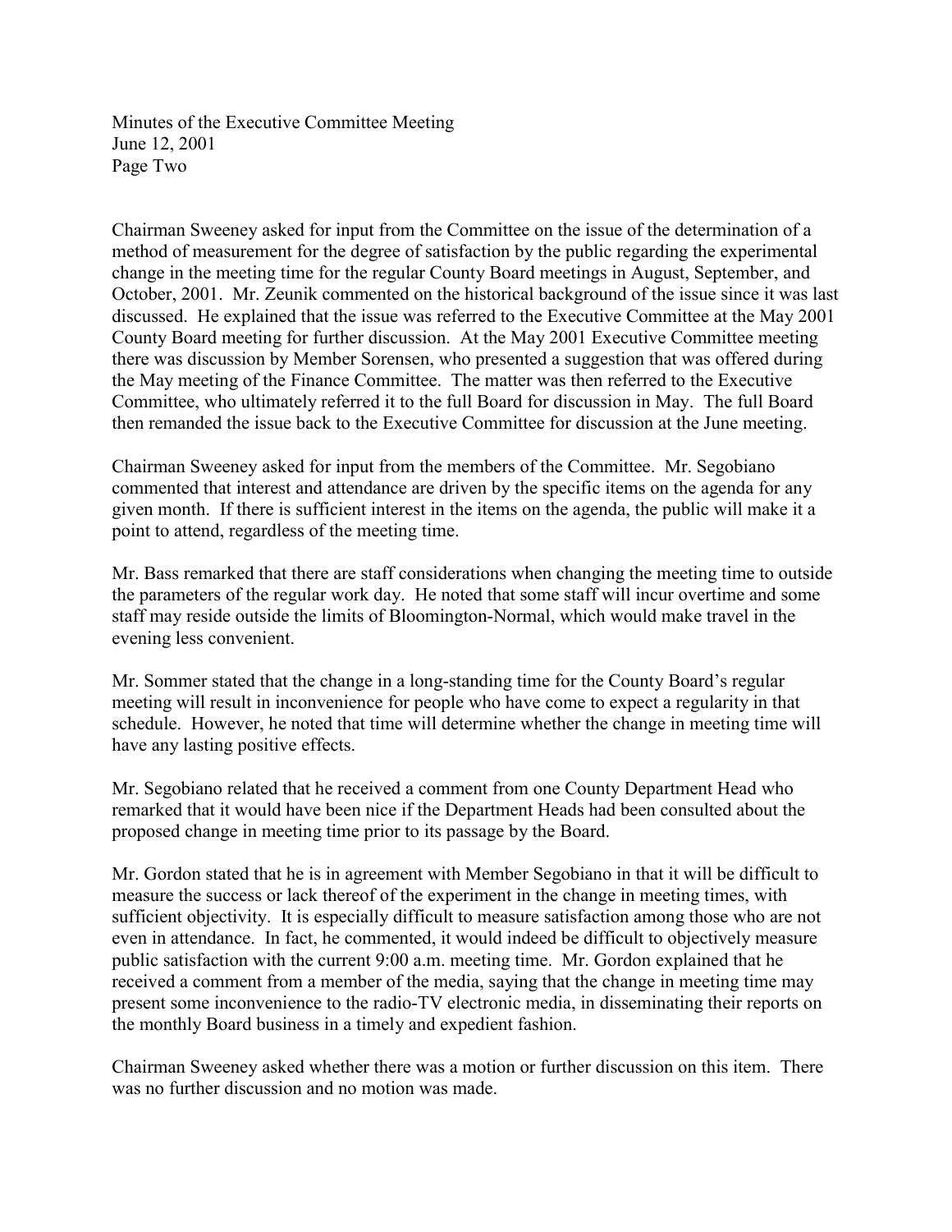Chairman Sweeney asked for input from the Committee on the issue of the determination of a method of measurement for the degree of satisfaction by the public regarding the experimental change in the meeting time for the regular County Board meetings in August, September, and October, 2001. Mr. Zeunik commented on the historical background of the issue since it was last discussed. He explained that the issue was referred to the Executive Committee at the May 2001 County Board meeting for further discussion. At the May 2001 Executive Committee meeting there was discussion by Member Sorensen, who presented a suggestion that was offered during the May meeting of the Finance Committee. The matter was then referred to the Executive Committee, who ultimately referred it to the full Board for discussion in May. The full Board then remanded the issue back to the Executive Committee for discussion at the June meeting.

Chairman Sweeney asked for input from the members of the Committee. Mr. Segobiano commented that interest and attendance are driven by the specific items on the agenda for any given month. If there is sufficient interest in the items on the agenda, the public will make it a point to attend, regardless of the meeting time.

Mr. Bass remarked that there are staff considerations when changing the meeting time to outside the parameters of the regular work day. He noted that some staff will incur overtime and some staff may reside outside the limits of Bloomington-Normal, which would make travel in the evening less convenient.

Mr. Sommer stated that the change in a long-standing time for the County Board's regular meeting will result in inconvenience for people who have come to expect a regularity in that schedule. However, he noted that time will determine whether the change in meeting time will have any lasting positive effects.

Mr. Segobiano related that he received a comment from one County Department Head who remarked that it would have been nice if the Department Heads had been consulted about the proposed change in meeting time prior to its passage by the Board.

Mr. Gordon stated that he is in agreement with Member Segobiano in that it will be difficult to measure the success or lack thereof of the experiment in the change in meeting times, with sufficient objectivity. It is especially difficult to measure satisfaction among those who are not even in attendance. In fact, he commented, it would indeed be difficult to objectively measure public satisfaction with the current 9:00 a.m. meeting time. Mr. Gordon explained that he received a comment from a member of the media, saying that the change in meeting time may present some inconvenience to the radio-TV electronic media, in disseminating their reports on the monthly Board business in a timely and expedient fashion.

Chairman Sweeney asked whether there was a motion or further discussion on this item. There was no further discussion and no motion was made.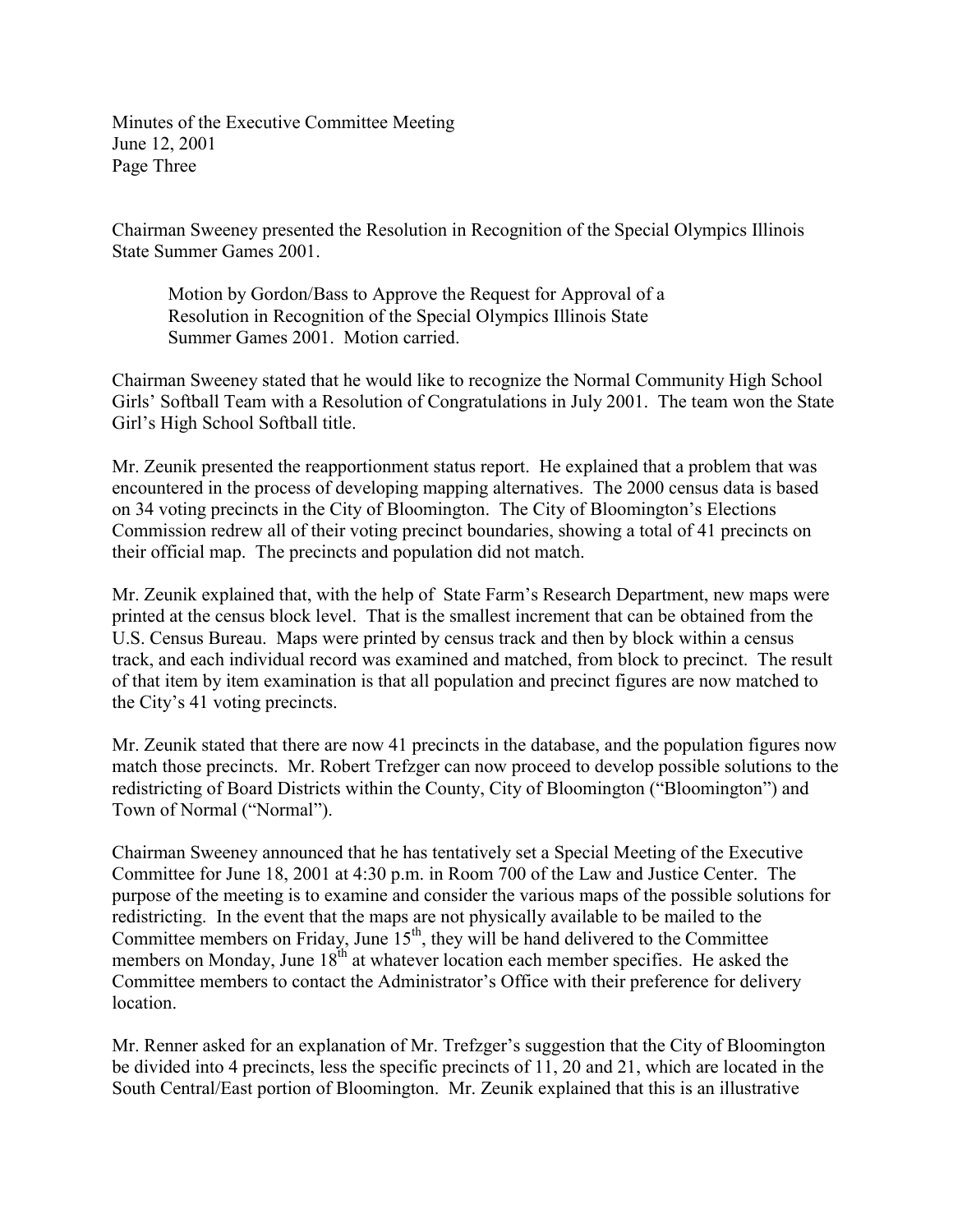Chairman Sweeney presented the Resolution in Recognition of the Special Olympics Illinois State Summer Games 2001.

> Motion by Gordon/Bass to Approve the Request for Approval of a Resolution in Recognition of the Special Olympics Illinois State Summer Games 2001. Motion carried.

Chairman Sweeney stated that he would like to recognize the Normal Community High School Girls' Softball Team with a Resolution of Congratulations in July 2001. The team won the State Girl's High School Softball title.

Mr. Zeunik presented the reapportionment status report. He explained that a problem that was encountered in the process of developing mapping alternatives. The 2000 census data is based on 34 voting precincts in the City of Bloomington. The City of Bloomington's Elections Commission redrew all of their voting precinct boundaries, showing a total of 41 precincts on their official map. The precincts and population did not match.

Mr. Zeunik explained that, with the help of State Farm's Research Department, new maps were printed at the census block level. That is the smallest increment that can be obtained from the U.S. Census Bureau. Maps were printed by census track and then by block within a census track, and each individual record was examined and matched, from block to precinct. The result of that item by item examination is that all population and precinct figures are now matched to the City's 41 voting precincts.

Mr. Zeunik stated that there are now 41 precincts in the database, and the population figures now match those precincts. Mr. Robert Trefzger can now proceed to develop possible solutions to the redistricting of Board Districts within the County, City of Bloomington ("Bloomington") and Town of Normal ("Normal").

Chairman Sweeney announced that he has tentatively set a Special Meeting of the Executive Committee for June 18, 2001 at 4:30 p.m. in Room 700 of the Law and Justice Center. The purpose of the meeting is to examine and consider the various maps of the possible solutions for redistricting. In the event that the maps are not physically available to be mailed to the Committee members on Friday, June 15th, they will be hand delivered to the Committee members on Monday, June 18th at whatever location each member specifies. He asked the Committee members to contact the Administrator's Office with their preference for delivery location.

Mr. Renner asked for an explanation of Mr. Trefzger's suggestion that the City of Bloomington be divided into 4 precincts, less the specific precincts of 11, 20 and 21, which are located in the South Central/East portion of Bloomington. Mr. Zeunik explained that this is an illustrative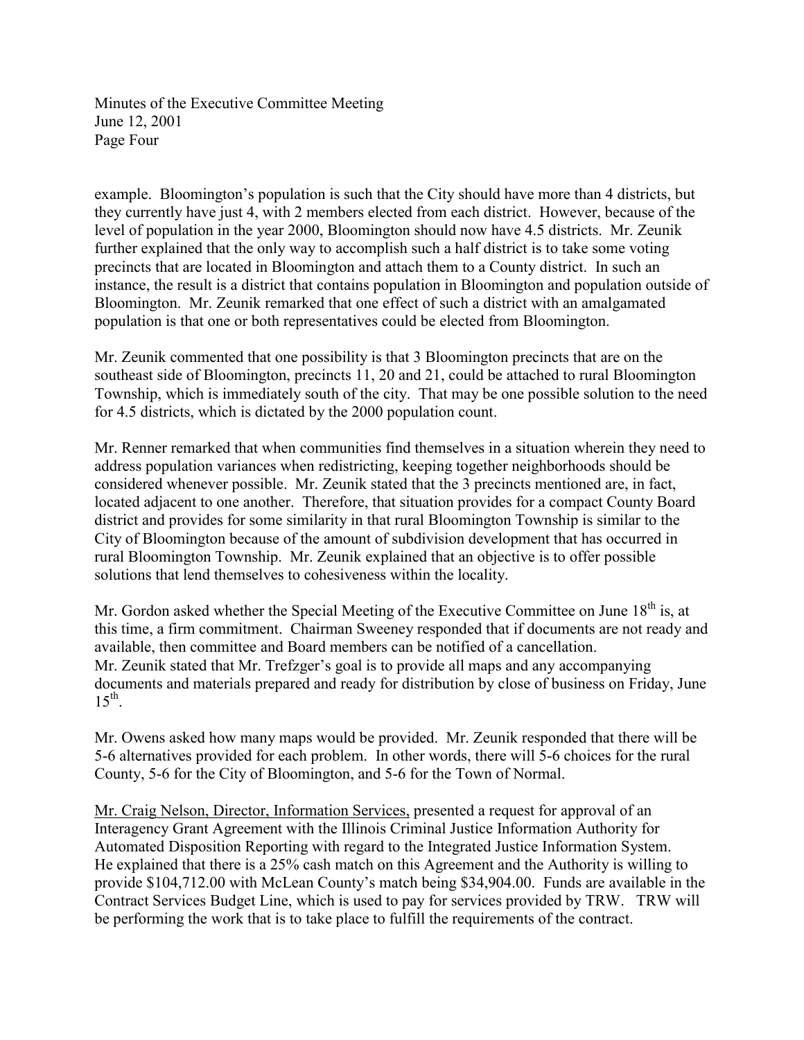example. Bloomington's population is such that the City should have more than 4 districts, but they currently have just 4, with 2 members elected from each district. However, because of the level of population in the year 2000, Bloomington should now have 4.5 districts. Mr. Zeunik further explained that the only way to accomplish such a half district is to take some voting precincts that are located in Bloomington and attach them to a County district. In such an instance, the result is a district that contains population in Bloomington and population outside of Bloomington. Mr. Zeunik remarked that one effect of such a district with an amalgamated population is that one or both representatives could be elected from Bloomington.

Mr. Zeunik commented that one possibility is that 3 Bloomington precincts that are on the southeast side of Bloomington, precincts 11, 20 and 21, could be attached to rural Bloomington Township, which is immediately south of the city. That may be one possible solution to the need for 4.5 districts, which is dictated by the 2000 population count.

Mr. Renner remarked that when communities find themselves in a situation wherein they need to address population variances when redistricting, keeping together neighborhoods should be considered whenever possible. Mr. Zeunik stated that the 3 precincts mentioned are, in fact, located adjacent to one another. Therefore, that situation provides for a compact County Board district and provides for some similarity in that rural Bloomington Township is similar to the City of Bloomington because of the amount of subdivision development that has occurred in rural Bloomington Township. Mr. Zeunik explained that an objective is to offer possible solutions that lend themselves to cohesiveness within the locality.

Mr. Gordon asked whether the Special Meeting of the Executive Committee on June 18th is, at this time, a firm commitment. Chairman Sweeney responded that if documents are not ready and available, then committee and Board members can be notified of a cancellation. Mr. Zeunik stated that Mr. Trefzger's goal is to provide all maps and any accompanying documents and materials prepared and ready for distribution by close of business on Friday, June 15th.

Mr. Owens asked how many maps would be provided. Mr. Zeunik responded that there will be 5-6 alternatives provided for each problem. In other words, there will 5-6 choices for the rural County, 5-6 for the City of Bloomington, and 5-6 for the Town of Normal.

Mr. Craig Nelson, Director, Information Services, presented a request for approval of an Interagency Grant Agreement with the Illinois Criminal Justice Information Authority for Automated Disposition Reporting with regard to the Integrated Justice Information System. He explained that there is a 25% cash match on this Agreement and the Authority is willing to provide $104,712.00 with McLean County's match being $34,904.00. Funds are available in the Contract Services Budget Line, which is used to pay for services provided by TRW. TRW will be performing the work that is to take place to fulfill the requirements of the contract.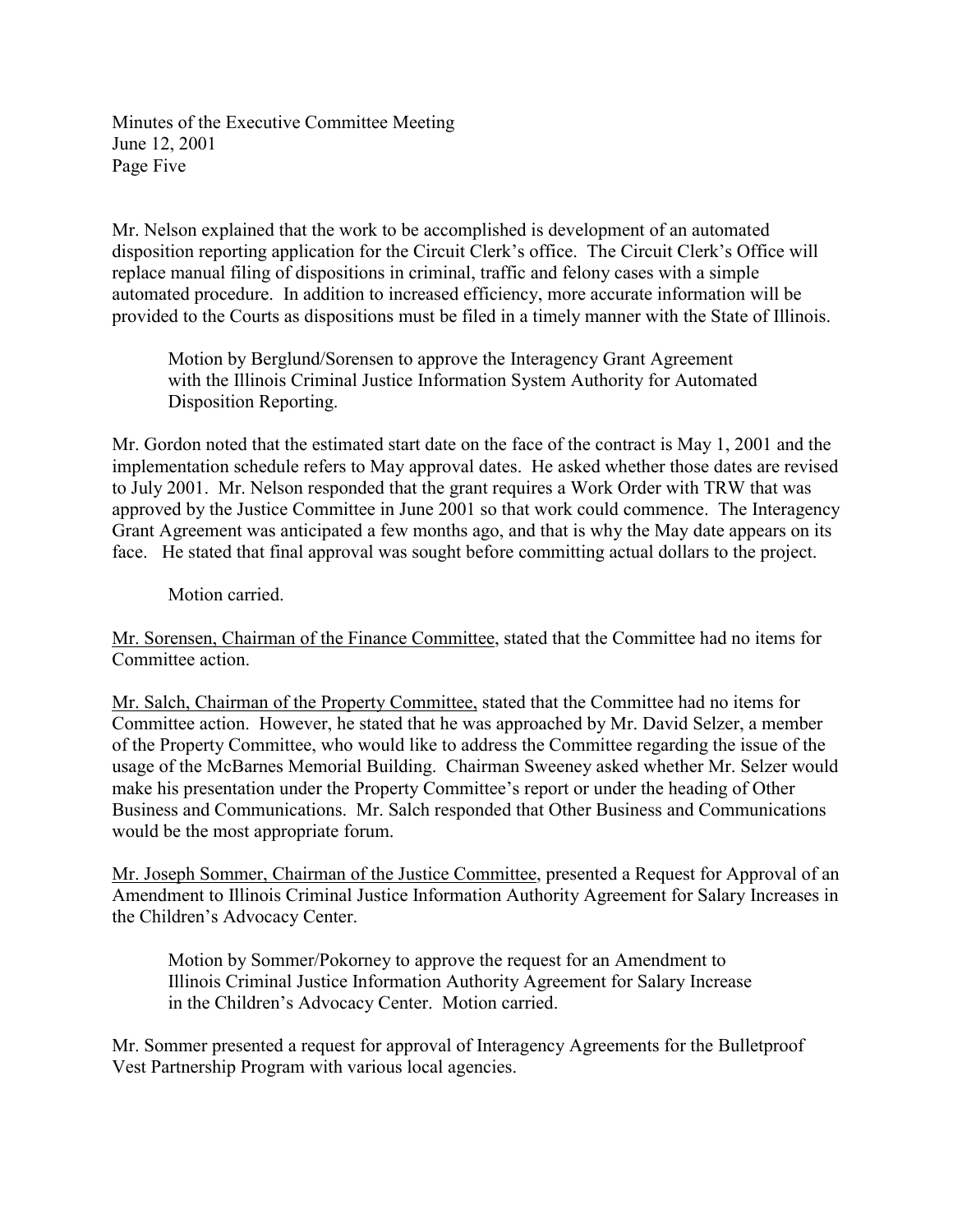Mr. Nelson explained that the work to be accomplished is development of an automated disposition reporting application for the Circuit Clerk's office. The Circuit Clerk's Office will replace manual filing of dispositions in criminal, traffic and felony cases with a simple automated procedure. In addition to increased efficiency, more accurate information will be provided to the Courts as dispositions must be filed in a timely manner with the State of Illinois.

> Motion by Berglund/Sorensen to approve the Interagency Grant Agreement with the Illinois Criminal Justice Information System Authority for Automated Disposition Reporting.

Mr. Gordon noted that the estimated start date on the face of the contract is May 1, 2001 and the implementation schedule refers to May approval dates. He asked whether those dates are revised to July 2001. Mr. Nelson responded that the grant requires a Work Order with TRW that was approved by the Justice Committee in June 2001 so that work could commence. The Interagency Grant Agreement was anticipated a few months ago, and that is why the May date appears on its face. He stated that final approval was sought before committing actual dollars to the project.

> Motion carried.

<u>Mr. Sorensen, Chairman of the Finance Committee</u>, stated that the Committee had no items for Committee action.

<u>Mr. Salch, Chairman of the Property Committee,</u> stated that the Committee had no items for Committee action. However, he stated that he was approached by Mr. David Selzer, a member of the Property Committee, who would like to address the Committee regarding the issue of the usage of the McBarnes Memorial Building. Chairman Sweeney asked whether Mr. Selzer would make his presentation under the Property Committee's report or under the heading of Other Business and Communications. Mr. Salch responded that Other Business and Communications would be the most appropriate forum.

<u>Mr. Joseph Sommer, Chairman of the Justice Committee</u>, presented a Request for Approval of an Amendment to Illinois Criminal Justice Information Authority Agreement for Salary Increases in the Children's Advocacy Center.

> Motion by Sommer/Pokorney to approve the request for an Amendment to Illinois Criminal Justice Information Authority Agreement for Salary Increase in the Children's Advocacy Center. Motion carried.

Mr. Sommer presented a request for approval of Interagency Agreements for the Bulletproof Vest Partnership Program with various local agencies.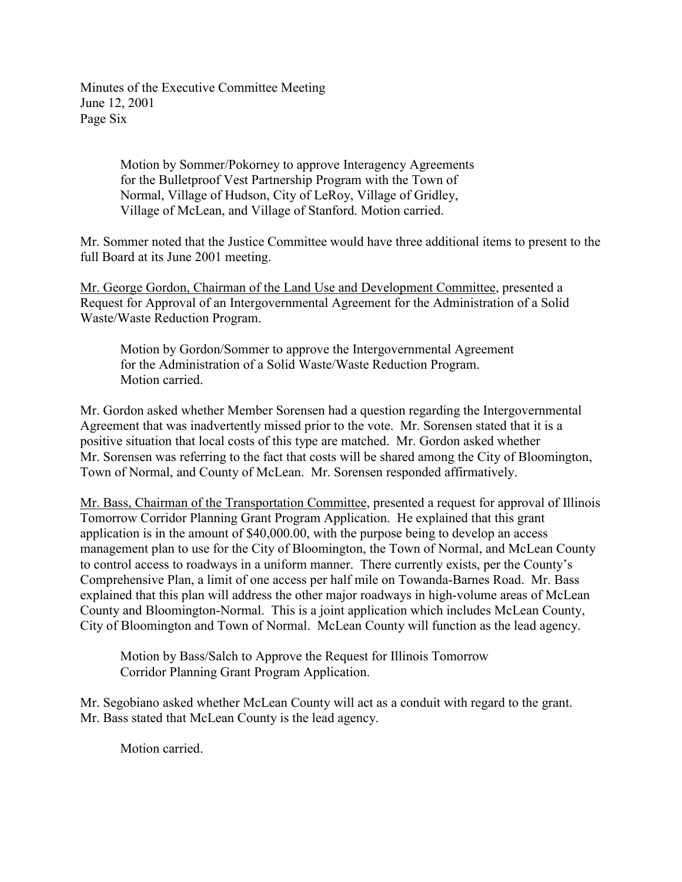Motion by Sommer/Pokorney to approve Interagency Agreements for the Bulletproof Vest Partnership Program with the Town of Normal, Village of Hudson, City of LeRoy, Village of Gridley, Village of McLean, and Village of Stanford. Motion carried.

Mr. Sommer noted that the Justice Committee would have three additional items to present to the full Board at its June 2001 meeting.

Mr. George Gordon, Chairman of the Land Use and Development Committee, presented a Request for Approval of an Intergovernmental Agreement for the Administration of a Solid Waste/Waste Reduction Program.

> Motion by Gordon/Sommer to approve the Intergovernmental Agreement for the Administration of a Solid Waste/Waste Reduction Program. Motion carried.

Mr. Gordon asked whether Member Sorensen had a question regarding the Intergovernmental Agreement that was inadvertently missed prior to the vote. Mr. Sorensen stated that it is a positive situation that local costs of this type are matched. Mr. Gordon asked whether Mr. Sorensen was referring to the fact that costs will be shared among the City of Bloomington, Town of Normal, and County of McLean. Mr. Sorensen responded affirmatively.

Mr. Bass, Chairman of the Transportation Committee, presented a request for approval of Illinois Tomorrow Corridor Planning Grant Program Application. He explained that this grant application is in the amount of $40,000.00, with the purpose being to develop an access management plan to use for the City of Bloomington, the Town of Normal, and McLean County to control access to roadways in a uniform manner. There currently exists, per the County's Comprehensive Plan, a limit of one access per half mile on Towanda-Barnes Road. Mr. Bass explained that this plan will address the other major roadways in high-volume areas of McLean County and Bloomington-Normal. This is a joint application which includes McLean County, City of Bloomington and Town of Normal. McLean County will function as the lead agency.

> Motion by Bass/Salch to Approve the Request for Illinois Tomorrow Corridor Planning Grant Program Application.

Mr. Segobiano asked whether McLean County will act as a conduit with regard to the grant. Mr. Bass stated that McLean County is the lead agency.

> Motion carried.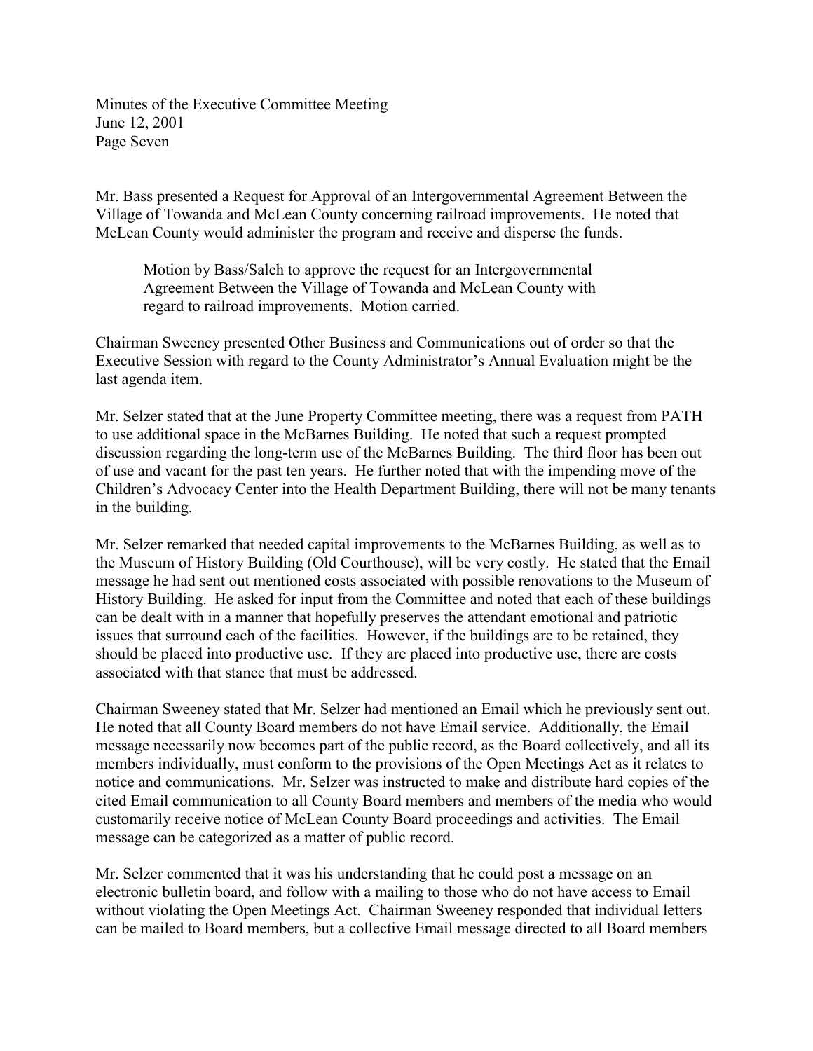Mr. Bass presented a Request for Approval of an Intergovernmental Agreement Between the Village of Towanda and McLean County concerning railroad improvements. He noted that McLean County would administer the program and receive and disperse the funds.

> Motion by Bass/Salch to approve the request for an Intergovernmental Agreement Between the Village of Towanda and McLean County with regard to railroad improvements. Motion carried.

Chairman Sweeney presented Other Business and Communications out of order so that the Executive Session with regard to the County Administrator's Annual Evaluation might be the last agenda item.

Mr. Selzer stated that at the June Property Committee meeting, there was a request from PATH to use additional space in the McBarnes Building. He noted that such a request prompted discussion regarding the long-term use of the McBarnes Building. The third floor has been out of use and vacant for the past ten years. He further noted that with the impending move of the Children's Advocacy Center into the Health Department Building, there will not be many tenants in the building.

Mr. Selzer remarked that needed capital improvements to the McBarnes Building, as well as to the Museum of History Building (Old Courthouse), will be very costly. He stated that the Email message he had sent out mentioned costs associated with possible renovations to the Museum of History Building. He asked for input from the Committee and noted that each of these buildings can be dealt with in a manner that hopefully preserves the attendant emotional and patriotic issues that surround each of the facilities. However, if the buildings are to be retained, they should be placed into productive use. If they are placed into productive use, there are costs associated with that stance that must be addressed.

Chairman Sweeney stated that Mr. Selzer had mentioned an Email which he previously sent out. He noted that all County Board members do not have Email service. Additionally, the Email message necessarily now becomes part of the public record, as the Board collectively, and all its members individually, must conform to the provisions of the Open Meetings Act as it relates to notice and communications. Mr. Selzer was instructed to make and distribute hard copies of the cited Email communication to all County Board members and members of the media who would customarily receive notice of McLean County Board proceedings and activities. The Email message can be categorized as a matter of public record.

Mr. Selzer commented that it was his understanding that he could post a message on an electronic bulletin board, and follow with a mailing to those who do not have access to Email without violating the Open Meetings Act. Chairman Sweeney responded that individual letters can be mailed to Board members, but a collective Email message directed to all Board members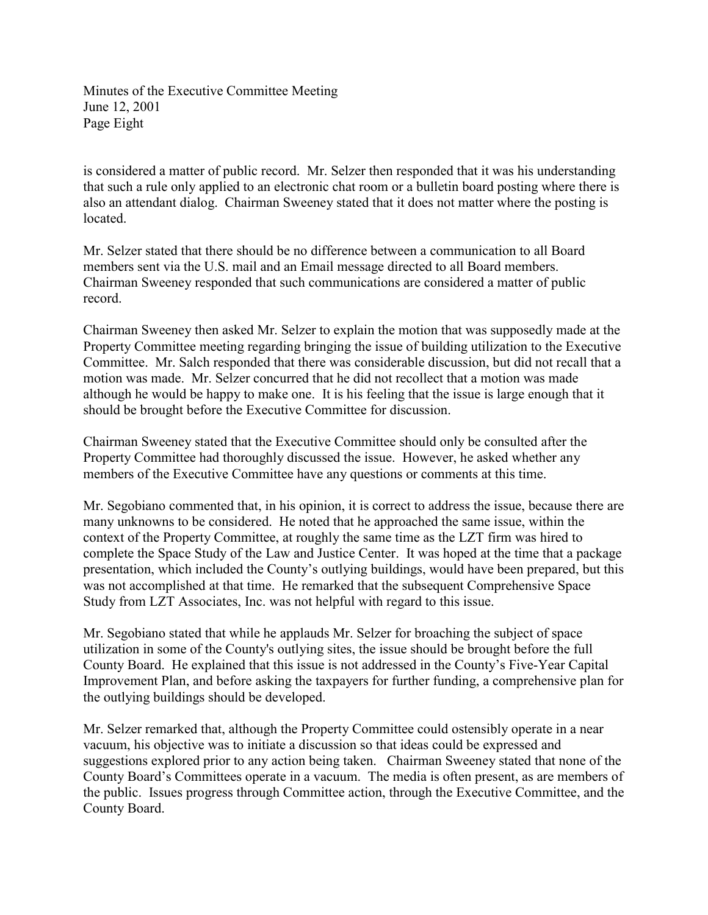is considered a matter of public record. Mr. Selzer then responded that it was his understanding that such a rule only applied to an electronic chat room or a bulletin board posting where there is also an attendant dialog. Chairman Sweeney stated that it does not matter where the posting is located.

Mr. Selzer stated that there should be no difference between a communication to all Board members sent via the U.S. mail and an Email message directed to all Board members. Chairman Sweeney responded that such communications are considered a matter of public record.

Chairman Sweeney then asked Mr. Selzer to explain the motion that was supposedly made at the Property Committee meeting regarding bringing the issue of building utilization to the Executive Committee. Mr. Salch responded that there was considerable discussion, but did not recall that a motion was made. Mr. Selzer concurred that he did not recollect that a motion was made although he would be happy to make one. It is his feeling that the issue is large enough that it should be brought before the Executive Committee for discussion.

Chairman Sweeney stated that the Executive Committee should only be consulted after the Property Committee had thoroughly discussed the issue. However, he asked whether any members of the Executive Committee have any questions or comments at this time.

Mr. Segobiano commented that, in his opinion, it is correct to address the issue, because there are many unknowns to be considered. He noted that he approached the same issue, within the context of the Property Committee, at roughly the same time as the LZT firm was hired to complete the Space Study of the Law and Justice Center. It was hoped at the time that a package presentation, which included the County's outlying buildings, would have been prepared, but this was not accomplished at that time. He remarked that the subsequent Comprehensive Space Study from LZT Associates, Inc. was not helpful with regard to this issue.

Mr. Segobiano stated that while he applauds Mr. Selzer for broaching the subject of space utilization in some of the County's outlying sites, the issue should be brought before the full County Board. He explained that this issue is not addressed in the County's Five-Year Capital Improvement Plan, and before asking the taxpayers for further funding, a comprehensive plan for the outlying buildings should be developed.

Mr. Selzer remarked that, although the Property Committee could ostensibly operate in a near vacuum, his objective was to initiate a discussion so that ideas could be expressed and suggestions explored prior to any action being taken. Chairman Sweeney stated that none of the County Board's Committees operate in a vacuum. The media is often present, as are members of the public. Issues progress through Committee action, through the Executive Committee, and the County Board.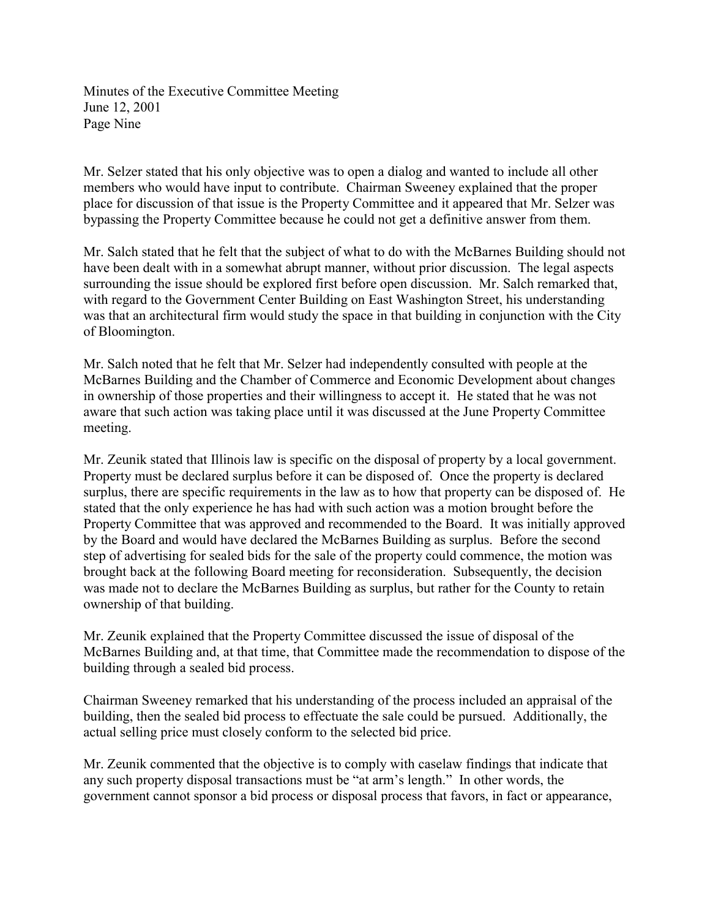Mr. Selzer stated that his only objective was to open a dialog and wanted to include all other members who would have input to contribute. Chairman Sweeney explained that the proper place for discussion of that issue is the Property Committee and it appeared that Mr. Selzer was bypassing the Property Committee because he could not get a definitive answer from them.

Mr. Salch stated that he felt that the subject of what to do with the McBarnes Building should not have been dealt with in a somewhat abrupt manner, without prior discussion. The legal aspects surrounding the issue should be explored first before open discussion. Mr. Salch remarked that, with regard to the Government Center Building on East Washington Street, his understanding was that an architectural firm would study the space in that building in conjunction with the City of Bloomington.

Mr. Salch noted that he felt that Mr. Selzer had independently consulted with people at the McBarnes Building and the Chamber of Commerce and Economic Development about changes in ownership of those properties and their willingness to accept it. He stated that he was not aware that such action was taking place until it was discussed at the June Property Committee meeting.

Mr. Zeunik stated that Illinois law is specific on the disposal of property by a local government. Property must be declared surplus before it can be disposed of. Once the property is declared surplus, there are specific requirements in the law as to how that property can be disposed of. He stated that the only experience he has had with such action was a motion brought before the Property Committee that was approved and recommended to the Board. It was initially approved by the Board and would have declared the McBarnes Building as surplus. Before the second step of advertising for sealed bids for the sale of the property could commence, the motion was brought back at the following Board meeting for reconsideration. Subsequently, the decision was made not to declare the McBarnes Building as surplus, but rather for the County to retain ownership of that building.

Mr. Zeunik explained that the Property Committee discussed the issue of disposal of the McBarnes Building and, at that time, that Committee made the recommendation to dispose of the building through a sealed bid process.

Chairman Sweeney remarked that his understanding of the process included an appraisal of the building, then the sealed bid process to effectuate the sale could be pursued. Additionally, the actual selling price must closely conform to the selected bid price.

Mr. Zeunik commented that the objective is to comply with caselaw findings that indicate that any such property disposal transactions must be "at arm's length." In other words, the government cannot sponsor a bid process or disposal process that favors, in fact or appearance,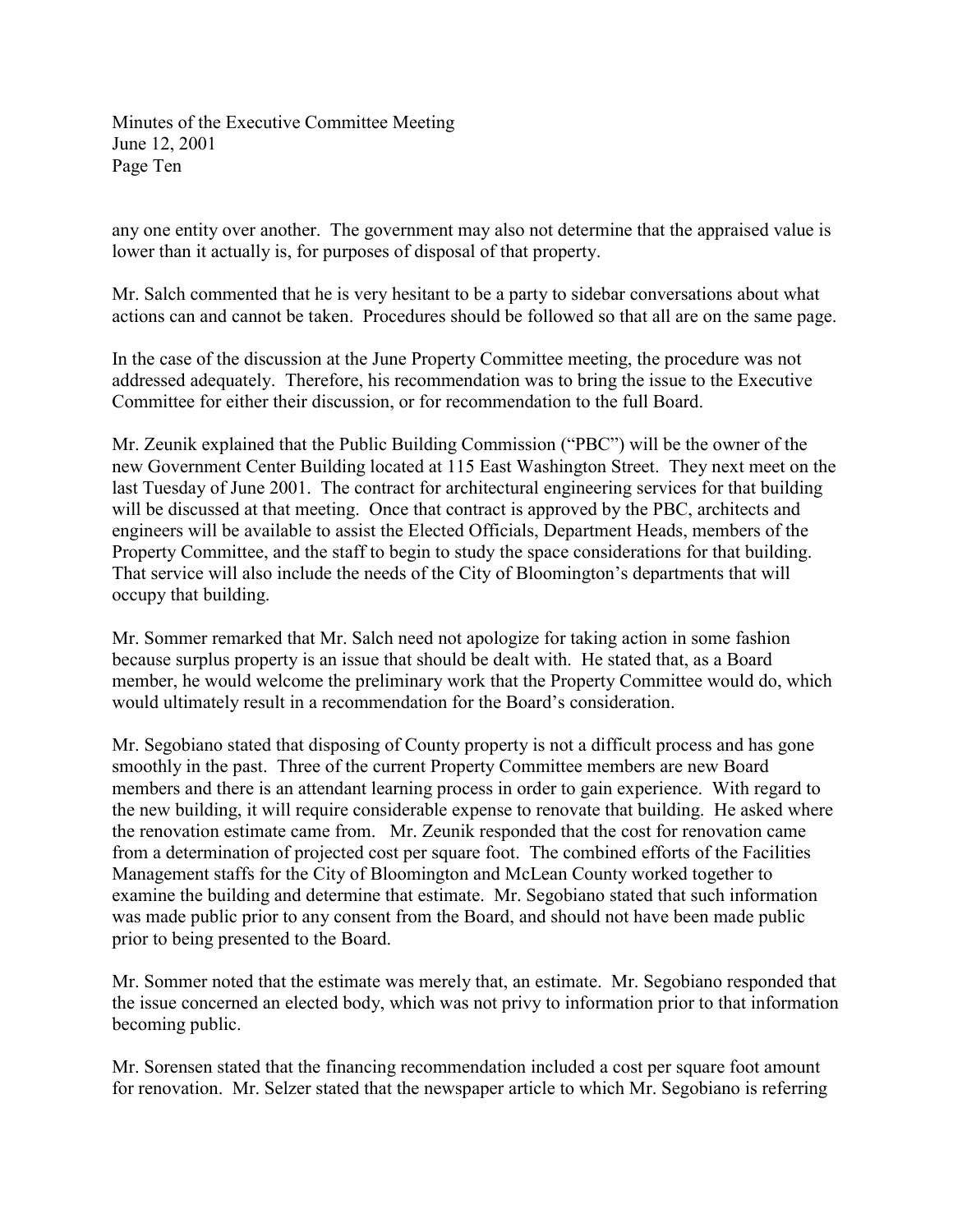any one entity over another. The government may also not determine that the appraised value is lower than it actually is, for purposes of disposal of that property.

Mr. Salch commented that he is very hesitant to be a party to sidebar conversations about what actions can and cannot be taken. Procedures should be followed so that all are on the same page.

In the case of the discussion at the June Property Committee meeting, the procedure was not addressed adequately. Therefore, his recommendation was to bring the issue to the Executive Committee for either their discussion, or for recommendation to the full Board.

Mr. Zeunik explained that the Public Building Commission ("PBC") will be the owner of the new Government Center Building located at 115 East Washington Street. They next meet on the last Tuesday of June 2001. The contract for architectural engineering services for that building will be discussed at that meeting. Once that contract is approved by the PBC, architects and engineers will be available to assist the Elected Officials, Department Heads, members of the Property Committee, and the staff to begin to study the space considerations for that building. That service will also include the needs of the City of Bloomington's departments that will occupy that building.

Mr. Sommer remarked that Mr. Salch need not apologize for taking action in some fashion because surplus property is an issue that should be dealt with. He stated that, as a Board member, he would welcome the preliminary work that the Property Committee would do, which would ultimately result in a recommendation for the Board's consideration.

Mr. Segobiano stated that disposing of County property is not a difficult process and has gone smoothly in the past. Three of the current Property Committee members are new Board members and there is an attendant learning process in order to gain experience. With regard to the new building, it will require considerable expense to renovate that building. He asked where the renovation estimate came from. Mr. Zeunik responded that the cost for renovation came from a determination of projected cost per square foot. The combined efforts of the Facilities Management staffs for the City of Bloomington and McLean County worked together to examine the building and determine that estimate. Mr. Segobiano stated that such information was made public prior to any consent from the Board, and should not have been made public prior to being presented to the Board.

Mr. Sommer noted that the estimate was merely that, an estimate. Mr. Segobiano responded that the issue concerned an elected body, which was not privy to information prior to that information becoming public.

Mr. Sorensen stated that the financing recommendation included a cost per square foot amount for renovation. Mr. Selzer stated that the newspaper article to which Mr. Segobiano is referring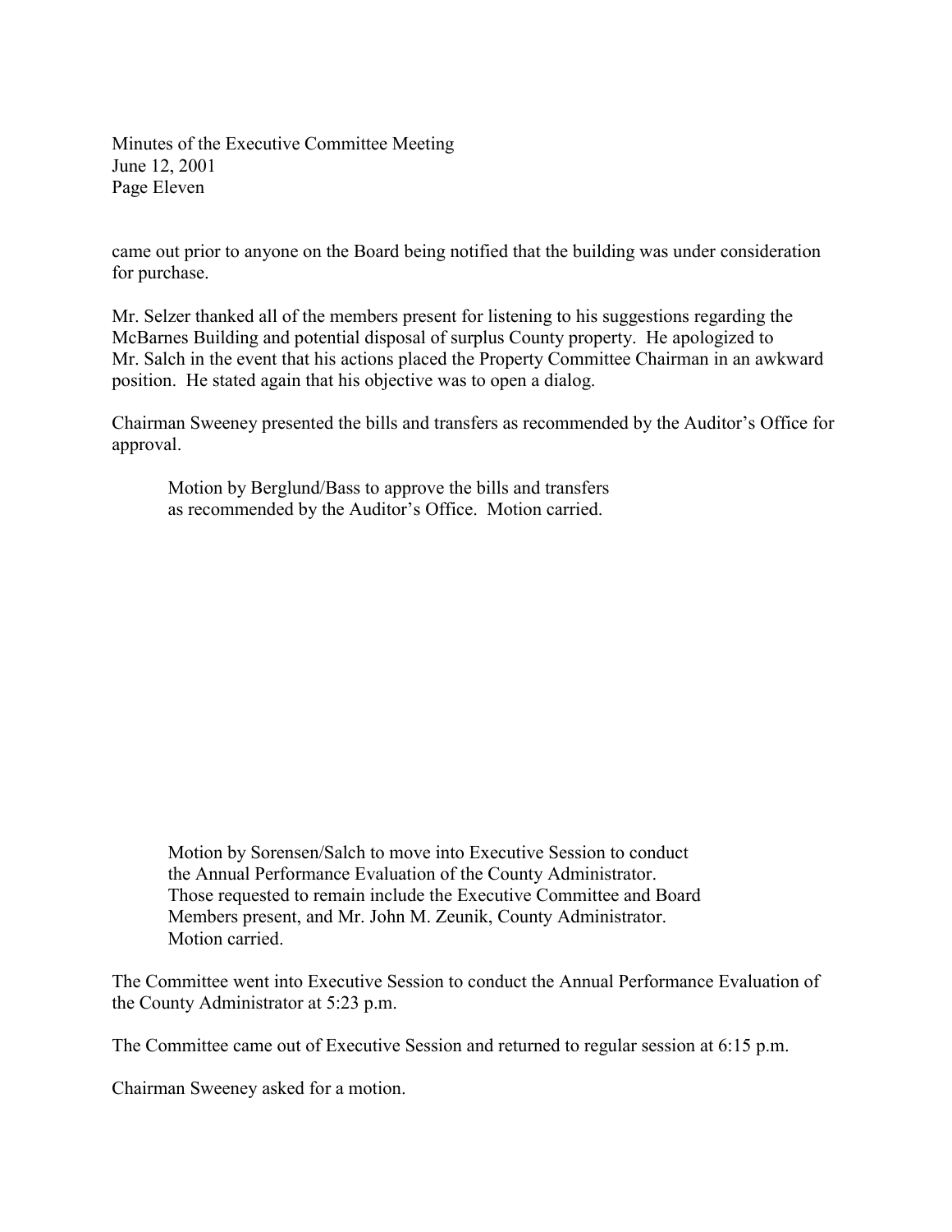came out prior to anyone on the Board being notified that the building was under consideration for purchase.

Mr. Selzer thanked all of the members present for listening to his suggestions regarding the McBarnes Building and potential disposal of surplus County property. He apologized to Mr. Salch in the event that his actions placed the Property Committee Chairman in an awkward position. He stated again that his objective was to open a dialog.

Chairman Sweeney presented the bills and transfers as recommended by the Auditor's Office for approval.

> Motion by Berglund/Bass to approve the bills and transfers as recommended by the Auditor's Office. Motion carried.

> Motion by Sorensen/Salch to move into Executive Session to conduct the Annual Performance Evaluation of the County Administrator. Those requested to remain include the Executive Committee and Board Members present, and Mr. John M. Zeunik, County Administrator. Motion carried.

The Committee went into Executive Session to conduct the Annual Performance Evaluation of the County Administrator at 5:23 p.m.

The Committee came out of Executive Session and returned to regular session at 6:15 p.m.

Chairman Sweeney asked for a motion.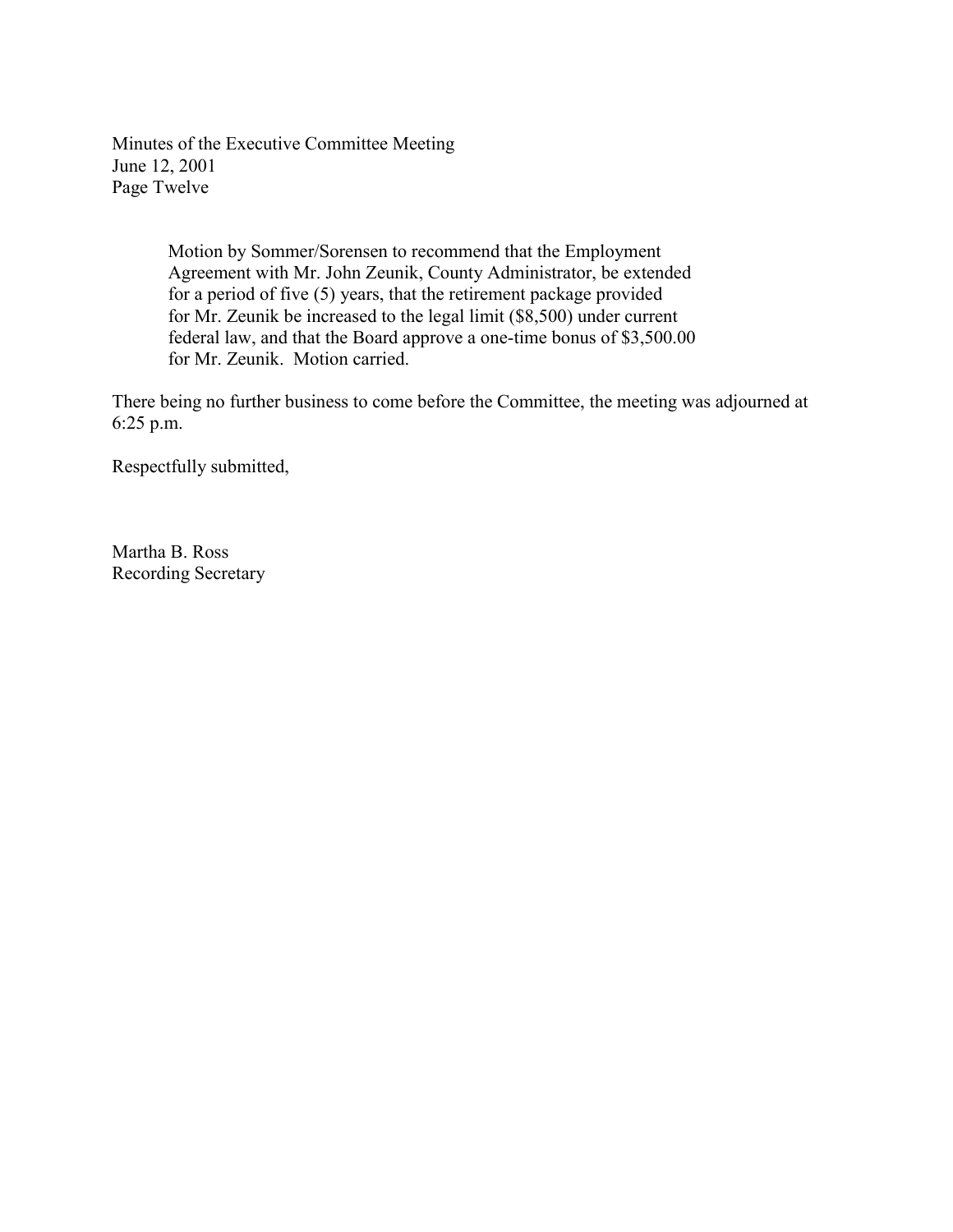Motion by Sommer/Sorensen to recommend that the Employment Agreement with Mr. John Zeunik, County Administrator, be extended for a period of five (5) years, that the retirement package provided for Mr. Zeunik be increased to the legal limit ($8,500) under current federal law, and that the Board approve a one-time bonus of $3,500.00 for Mr. Zeunik. Motion carried.

There being no further business to come before the Committee, the meeting was adjourned at 6:25 p.m.

Respectfully submitted,

Martha B. Ross
Recording Secretary